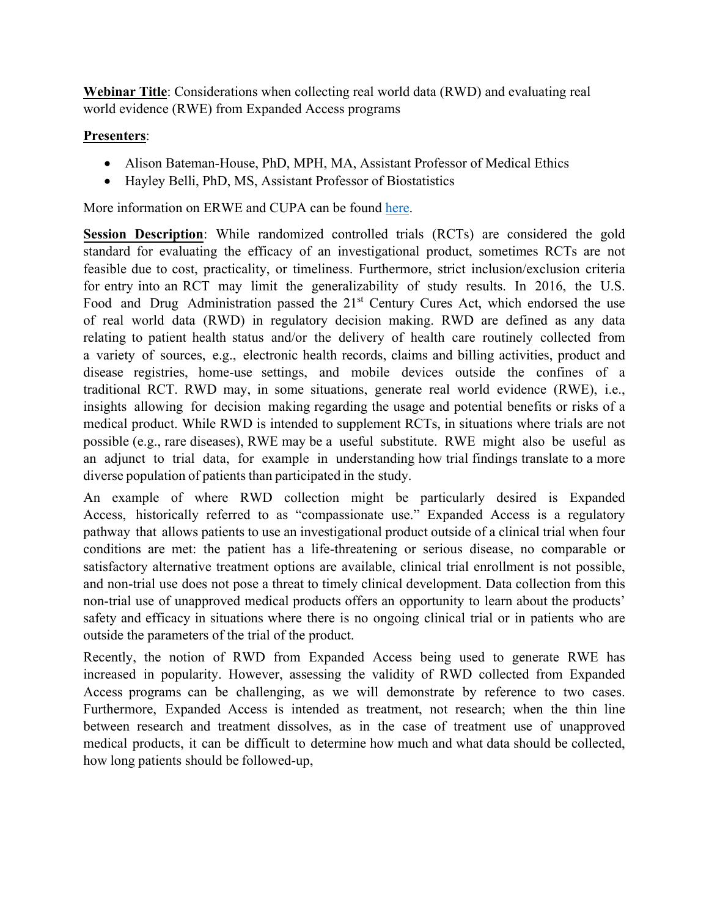**Webinar Title**: Considerations when collecting real world data (RWD) and evaluating real world evidence (RWE) from Expanded Access programs

**Presenters**:

- Alison Bateman-House, PhD, MPH, MA, Assistant Professor of Medical Ethics
- Hayley Belli, PhD, MS, Assistant Professor of Biostatistics

More information on ERWE and CUPA can be found here.

**Session Description**: While randomized controlled trials (RCTs) are considered the gold standard for evaluating the efficacy of an investigational product, sometimes RCTs are not feasible due to cost, practicality, or timeliness. Furthermore, strict inclusion/exclusion criteria for entry into an RCT may limit the generalizability of study results. In 2016, the U.S. Food and Drug Administration passed the 21st Century Cures Act, which endorsed the use of real world data (RWD) in regulatory decision making. RWD are defined as any data relating to patient health status and/or the delivery of health care routinely collected from a variety of sources, e.g., electronic health records, claims and billing activities, product and disease registries, home-use settings, and mobile devices outside the confines of a traditional RCT. RWD may, in some situations, generate real world evidence (RWE), i.e., insights allowing for decision making regarding the usage and potential benefits or risks of a medical product. While RWD is intended to supplement RCTs, in situations where trials are not possible (e.g., rare diseases), RWE may be a useful substitute. RWE might also be useful as an adjunct to trial data, for example in understanding how trial findings translate to a more diverse population of patients than participated in the study.

An example of where RWD collection might be particularly desired is Expanded Access, historically referred to as "compassionate use." Expanded Access is a regulatory pathway that allows patients to use an investigational product outside of a clinical trial when four conditions are met: the patient has a life-threatening or serious disease, no comparable or satisfactory alternative treatment options are available, clinical trial enrollment is not possible, and non-trial use does not pose a threat to timely clinical development. Data collection from this non-trial use of unapproved medical products offers an opportunity to learn about the products' safety and efficacy in situations where there is no ongoing clinical trial or in patients who are outside the parameters of the trial of the product.

Recently, the notion of RWD from Expanded Access being used to generate RWE has increased in popularity. However, assessing the validity of RWD collected from Expanded Access programs can be challenging, as we will demonstrate by reference to two cases. Furthermore, Expanded Access is intended as treatment, not research; when the thin line between research and treatment dissolves, as in the case of treatment use of unapproved medical products, it can be difficult to determine how much and what data should be collected, how long patients should be followed-up,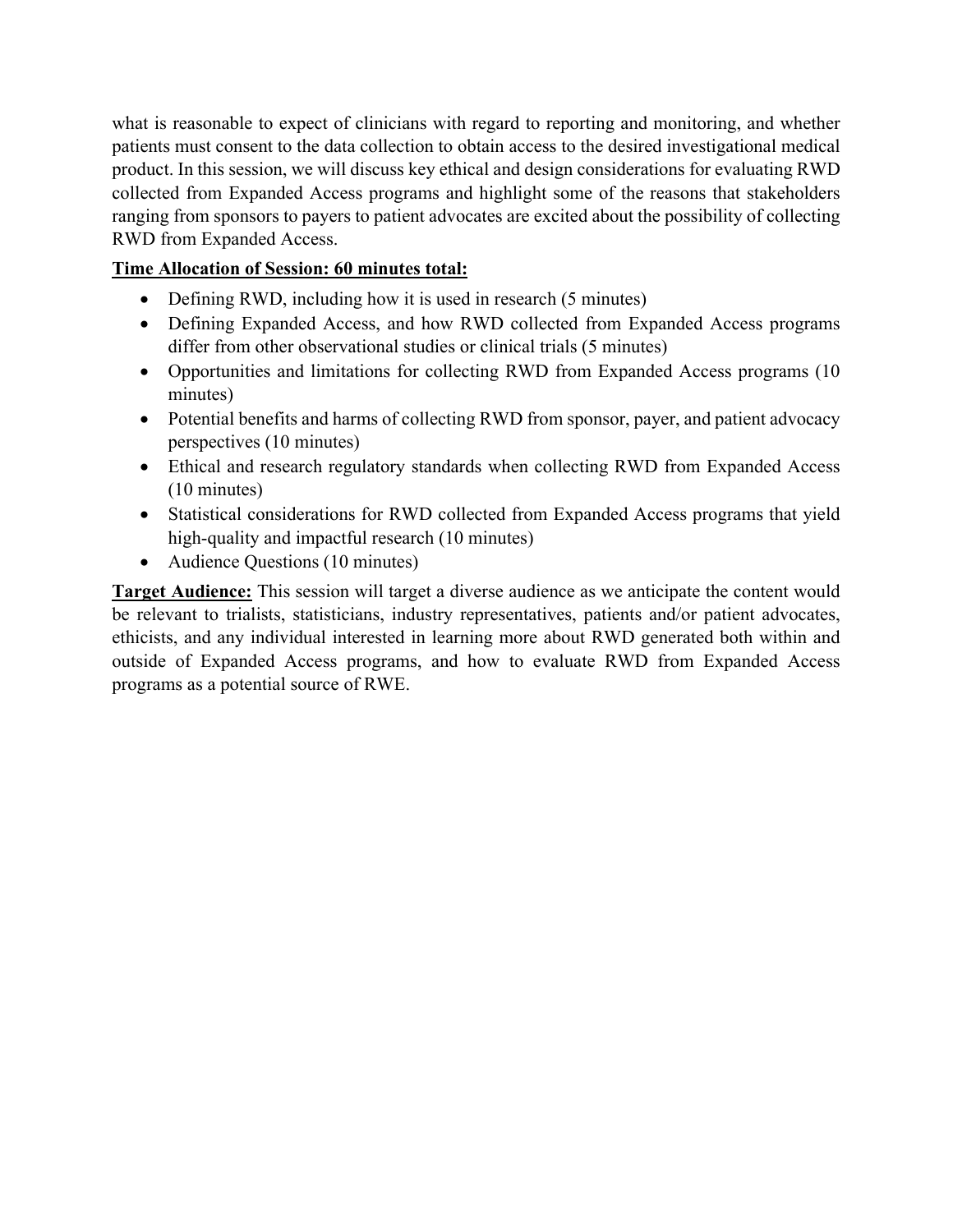what is reasonable to expect of clinicians with regard to reporting and monitoring, and whether patients must consent to the data collection to obtain access to the desired investigational medical product. In this session, we will discuss key ethical and design considerations for evaluating RWD collected from Expanded Access programs and highlight some of the reasons that stakeholders ranging from sponsors to payers to patient advocates are excited about the possibility of collecting RWD from Expanded Access.

**Time Allocation of Session: 60 minutes total:**

- Defining RWD, including how it is used in research (5 minutes)
- Defining Expanded Access, and how RWD collected from Expanded Access programs differ from other observational studies or clinical trials (5 minutes)
- Opportunities and limitations for collecting RWD from Expanded Access programs (10 minutes)
- Potential benefits and harms of collecting RWD from sponsor, payer, and patient advocacy perspectives (10 minutes)
- Ethical and research regulatory standards when collecting RWD from Expanded Access (10 minutes)
- Statistical considerations for RWD collected from Expanded Access programs that yield high-quality and impactful research (10 minutes)
- Audience Questions (10 minutes)

**Target Audience:** This session will target a diverse audience as we anticipate the content would be relevant to trialists, statisticians, industry representatives, patients and/or patient advocates, ethicists, and any individual interested in learning more about RWD generated both within and outside of Expanded Access programs, and how to evaluate RWD from Expanded Access programs as a potential source of RWE.